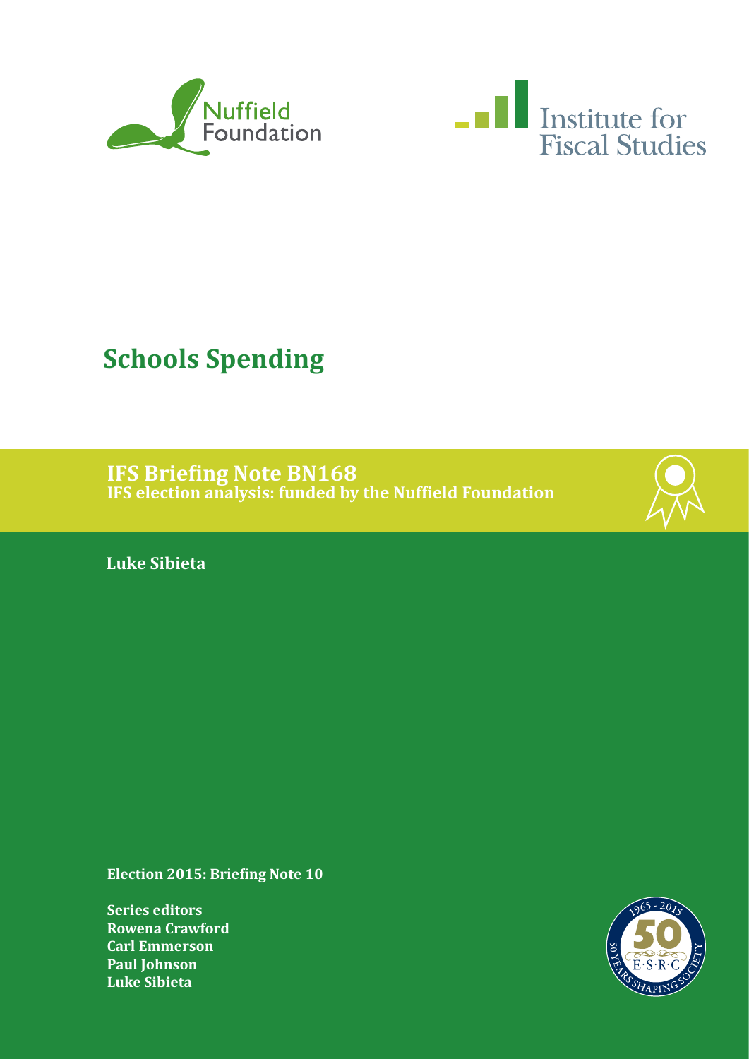Nuffield Foundation

Institute for Fiscal Studies

# Schools Spending

## IFS Briefing Note BN168

**IFS election analysis: funded by the Nuffield Foundation**

**Luke Sibieta**

**Election 2015: Briefing Note 10**

**Series editors**
**Rowena Crawford**
**Carl Emmerson**
**Paul Johnson**
**Luke Sibieta**

1965 - 2015 50 E·S·R·C 50 YEARS SHAPING SOCIETY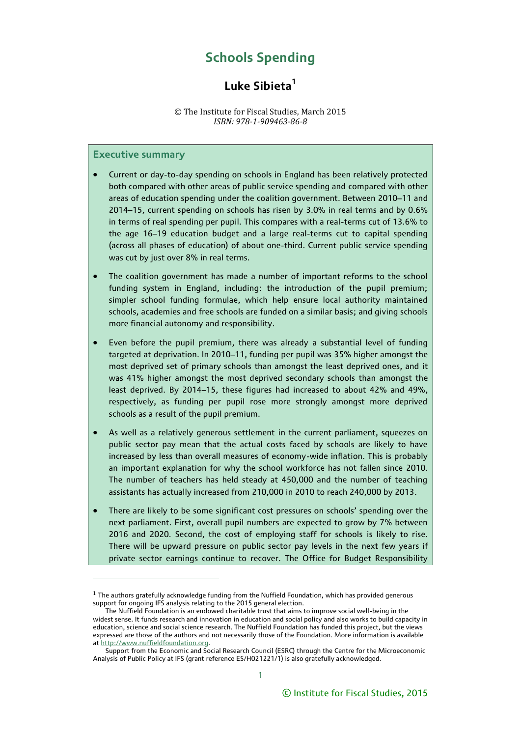# Schools Spending

## Luke Sibieta[1]

© The Institute for Fiscal Studies, March 2015
*ISBN: 978-1-909463-86-8*

### Executive summary

- Current or day-to-day spending on schools in England has been relatively protected both compared with other areas of public service spending and compared with other areas of education spending under the coalition government. Between 2010–11 and 2014–15, current spending on schools has risen by 3.0% in real terms and by 0.6% in terms of real spending per pupil. This compares with a real-terms cut of 13.6% to the age 16–19 education budget and a large real-terms cut to capital spending (across all phases of education) of about one-third. Current public service spending was cut by just over 8% in real terms.

- The coalition government has made a number of important reforms to the school funding system in England, including: the introduction of the pupil premium; simpler school funding formulae, which help ensure local authority maintained schools, academies and free schools are funded on a similar basis; and giving schools more financial autonomy and responsibility.

- Even before the pupil premium, there was already a substantial level of funding targeted at deprivation. In 2010–11, funding per pupil was 35% higher amongst the most deprived set of primary schools than amongst the least deprived ones, and it was 41% higher amongst the most deprived secondary schools than amongst the least deprived. By 2014–15, these figures had increased to about 42% and 49%, respectively, as funding per pupil rose more strongly amongst more deprived schools as a result of the pupil premium.

- As well as a relatively generous settlement in the current parliament, squeezes on public sector pay mean that the actual costs faced by schools are likely to have increased by less than overall measures of economy-wide inflation. This is probably an important explanation for why the school workforce has not fallen since 2010. The number of teachers has held steady at 450,000 and the number of teaching assistants has actually increased from 210,000 in 2010 to reach 240,000 by 2013.

- There are likely to be some significant cost pressures on schools' spending over the next parliament. First, overall pupil numbers are expected to grow by 7% between 2016 and 2020. Second, the cost of employing staff for schools is likely to rise. There will be upward pressure on public sector pay levels in the next few years if private sector earnings continue to recover. The Office for Budget Responsibility

---

[1] The authors gratefully acknowledge funding from the Nuffield Foundation, which has provided generous support for ongoing IFS analysis relating to the 2015 general election.

The Nuffield Foundation is an endowed charitable trust that aims to improve social well-being in the widest sense. It funds research and innovation in education and social policy and also works to build capacity in education, science and social science research. The Nuffield Foundation has funded this project, but the views expressed are those of the authors and not necessarily those of the Foundation. More information is available at http://www.nuffieldfoundation.org.

Support from the Economic and Social Research Council (ESRC) through the Centre for the Microeconomic Analysis of Public Policy at IFS (grant reference ES/H021221/1) is also gratefully acknowledged.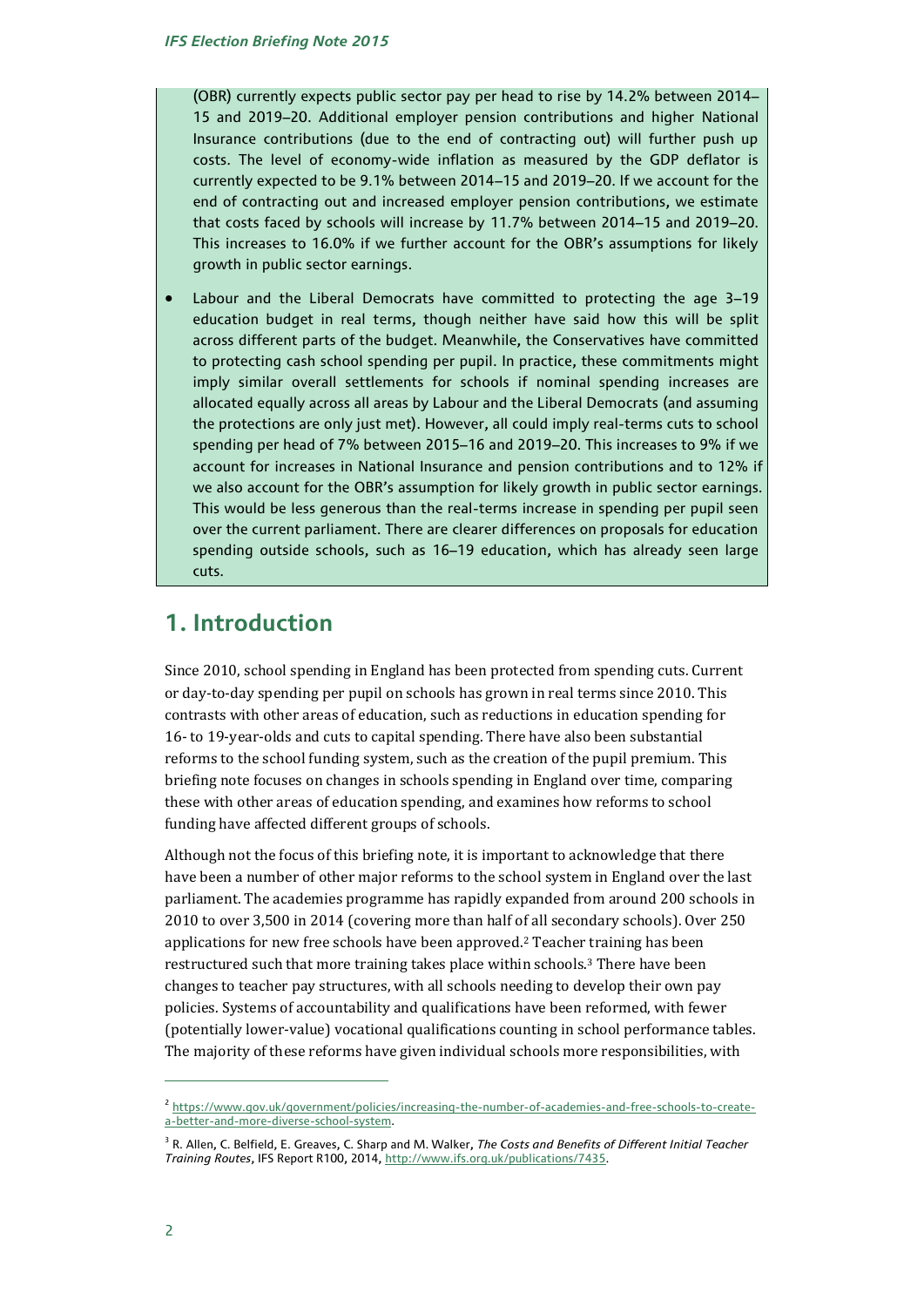(OBR) currently expects public sector pay per head to rise by 14.2% between 2014–15 and 2019–20. Additional employer pension contributions and higher National Insurance contributions (due to the end of contracting out) will further push up costs. The level of economy-wide inflation as measured by the GDP deflator is currently expected to be 9.1% between 2014–15 and 2019–20. If we account for the end of contracting out and increased employer pension contributions, we estimate that costs faced by schools will increase by 11.7% between 2014–15 and 2019–20. This increases to 16.0% if we further account for the OBR's assumptions for likely growth in public sector earnings.

- Labour and the Liberal Democrats have committed to protecting the age 3–19 education budget in real terms, though neither have said how this will be split across different parts of the budget. Meanwhile, the Conservatives have committed to protecting cash school spending per pupil. In practice, these commitments might imply similar overall settlements for schools if nominal spending increases are allocated equally across all areas by Labour and the Liberal Democrats (and assuming the protections are only just met). However, all could imply real-terms cuts to school spending per head of 7% between 2015–16 and 2019–20. This increases to 9% if we account for increases in National Insurance and pension contributions and to 12% if we also account for the OBR's assumption for likely growth in public sector earnings. This would be less generous than the real-terms increase in spending per pupil seen over the current parliament. There are clearer differences on proposals for education spending outside schools, such as 16–19 education, which has already seen large cuts.

## 1. Introduction

Since 2010, school spending in England has been protected from spending cuts. Current or day-to-day spending per pupil on schools has grown in real terms since 2010. This contrasts with other areas of education, such as reductions in education spending for 16- to 19-year-olds and cuts to capital spending. There have also been substantial reforms to the school funding system, such as the creation of the pupil premium. This briefing note focuses on changes in schools spending in England over time, comparing these with other areas of education spending, and examines how reforms to school funding have affected different groups of schools.

Although not the focus of this briefing note, it is important to acknowledge that there have been a number of other major reforms to the school system in England over the last parliament. The academies programme has rapidly expanded from around 200 schools in 2010 to over 3,500 in 2014 (covering more than half of all secondary schools). Over 250 applications for new free schools have been approved.[2] Teacher training has been restructured such that more training takes place within schools.[3] There have been changes to teacher pay structures, with all schools needing to develop their own pay policies. Systems of accountability and qualifications have been reformed, with fewer (potentially lower-value) vocational qualifications counting in school performance tables. The majority of these reforms have given individual schools more responsibilities, with

[2] https://www.gov.uk/government/policies/increasing-the-number-of-academies-and-free-schools-to-create-a-better-and-more-diverse-school-system.

[3] R. Allen, C. Belfield, E. Greaves, C. Sharp and M. Walker, *The Costs and Benefits of Different Initial Teacher Training Routes*, IFS Report R100, 2014, http://www.ifs.org.uk/publications/7435.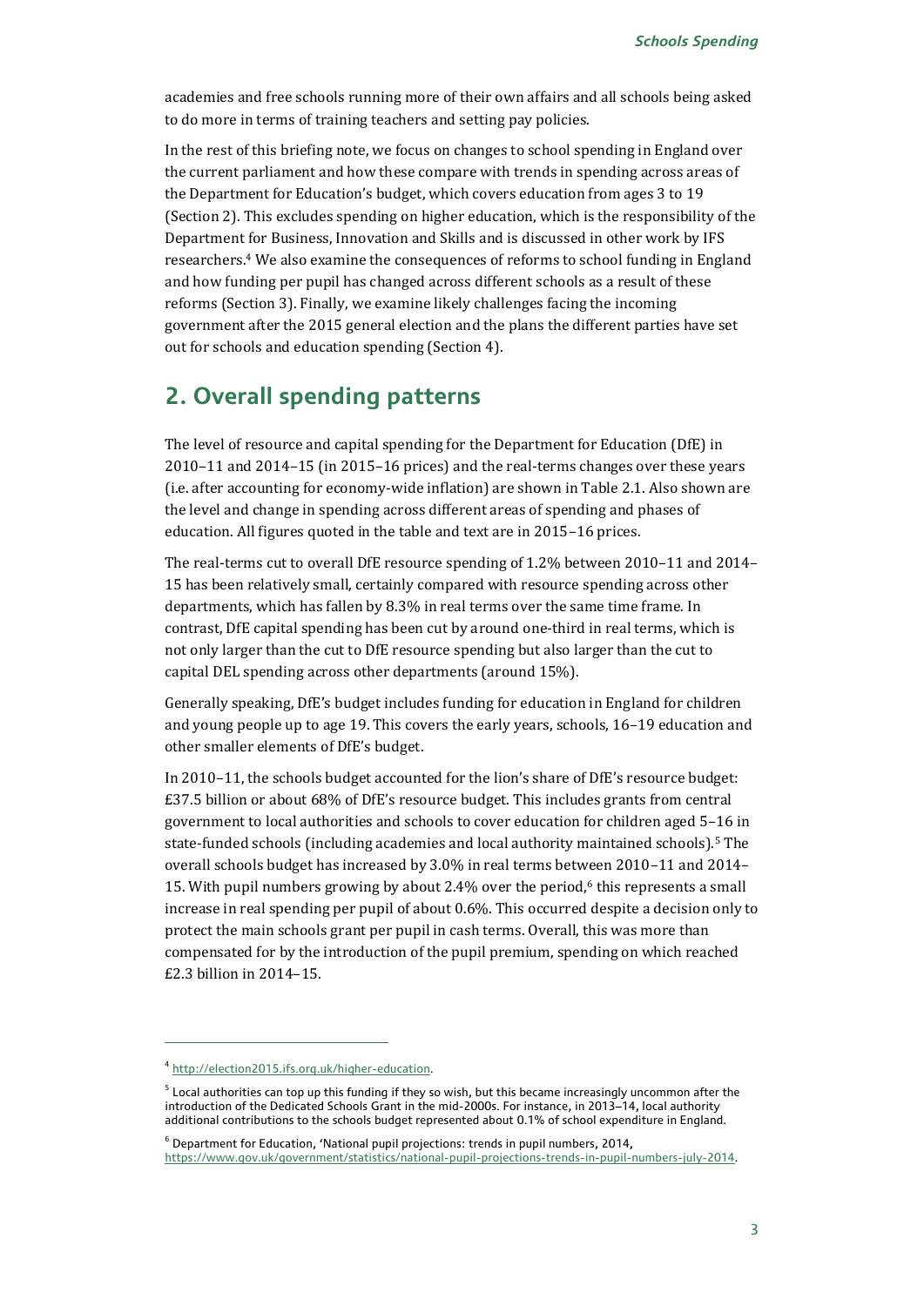academies and free schools running more of their own affairs and all schools being asked to do more in terms of training teachers and setting pay policies.

In the rest of this briefing note, we focus on changes to school spending in England over the current parliament and how these compare with trends in spending across areas of the Department for Education's budget, which covers education from ages 3 to 19 (Section 2). This excludes spending on higher education, which is the responsibility of the Department for Business, Innovation and Skills and is discussed in other work by IFS researchers.[4] We also examine the consequences of reforms to school funding in England and how funding per pupil has changed across different schools as a result of these reforms (Section 3). Finally, we examine likely challenges facing the incoming government after the 2015 general election and the plans the different parties have set out for schools and education spending (Section 4).

## 2. Overall spending patterns

The level of resource and capital spending for the Department for Education (DfE) in 2010–11 and 2014–15 (in 2015–16 prices) and the real-terms changes over these years (i.e. after accounting for economy-wide inflation) are shown in Table 2.1. Also shown are the level and change in spending across different areas of spending and phases of education. All figures quoted in the table and text are in 2015–16 prices.

The real-terms cut to overall DfE resource spending of 1.2% between 2010–11 and 2014–15 has been relatively small, certainly compared with resource spending across other departments, which has fallen by 8.3% in real terms over the same time frame. In contrast, DfE capital spending has been cut by around one-third in real terms, which is not only larger than the cut to DfE resource spending but also larger than the cut to capital DEL spending across other departments (around 15%).

Generally speaking, DfE's budget includes funding for education in England for children and young people up to age 19. This covers the early years, schools, 16–19 education and other smaller elements of DfE's budget.

In 2010–11, the schools budget accounted for the lion's share of DfE's resource budget: £37.5 billion or about 68% of DfE's resource budget. This includes grants from central government to local authorities and schools to cover education for children aged 5–16 in state-funded schools (including academies and local authority maintained schools).[5] The overall schools budget has increased by 3.0% in real terms between 2010–11 and 2014–15. With pupil numbers growing by about 2.4% over the period,[6] this represents a small increase in real spending per pupil of about 0.6%. This occurred despite a decision only to protect the main schools grant per pupil in cash terms. Overall, this was more than compensated for by the introduction of the pupil premium, spending on which reached £2.3 billion in 2014–15.

---

[4] http://election2015.ifs.org.uk/higher-education.

[5] Local authorities can top up this funding if they so wish, but this became increasingly uncommon after the introduction of the Dedicated Schools Grant in the mid-2000s. For instance, in 2013–14, local authority additional contributions to the schools budget represented about 0.1% of school expenditure in England.

[6] Department for Education, 'National pupil projections: trends in pupil numbers, 2014, https://www.gov.uk/government/statistics/national-pupil-projections-trends-in-pupil-numbers-july-2014.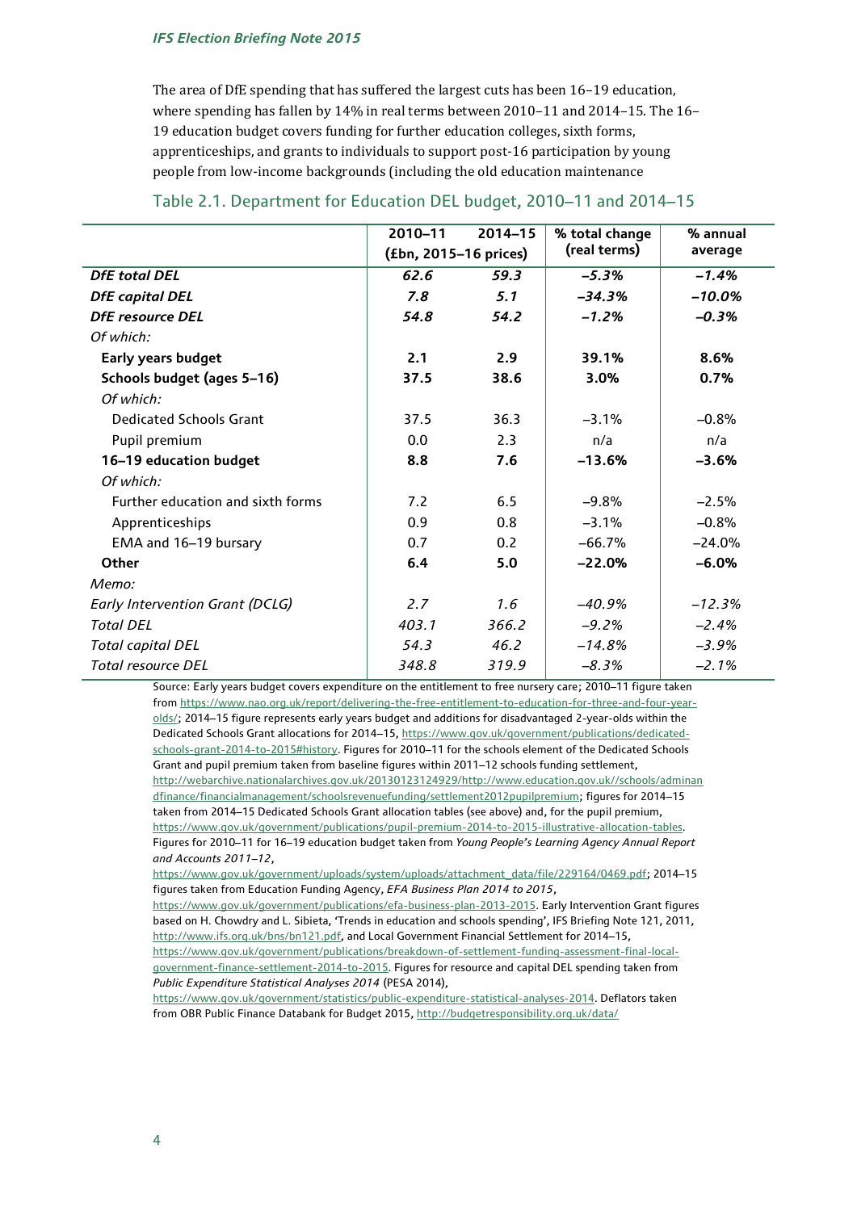The area of DfE spending that has suffered the largest cuts has been 16–19 education, where spending has fallen by 14% in real terms between 2010–11 and 2014–15. The 16–19 education budget covers funding for further education colleges, sixth forms, apprenticeships, and grants to individuals to support post-16 participation by young people from low-income backgrounds (including the old education maintenance

Table 2.1. Department for Education DEL budget, 2010–11 and 2014–15

| | 2010–11 | 2014–15 | % total change (real terms) | % annual average |
|---|---|---|---|---|
| | (£bn, 2015–16 prices) | | | |
| ***DfE total DEL*** | ***62.6*** | ***59.3*** | ***–5.3%*** | ***–1.4%*** |
| ***DfE capital DEL*** | ***7.8*** | ***5.1*** | ***–34.3%*** | ***–10.0%*** |
| ***DfE resource DEL*** | ***54.8*** | ***54.2*** | ***–1.2%*** | ***–0.3%*** |
| *Of which:* | | | | |
| **Early years budget** | **2.1** | **2.9** | **39.1%** | **8.6%** |
| **Schools budget (ages 5–16)** | **37.5** | **38.6** | **3.0%** | **0.7%** |
| *Of which:* | | | | |
| Dedicated Schools Grant | 37.5 | 36.3 | –3.1% | –0.8% |
| Pupil premium | 0.0 | 2.3 | n/a | n/a |
| **16–19 education budget** | **8.8** | **7.6** | **–13.6%** | **–3.6%** |
| *Of which:* | | | | |
| Further education and sixth forms | 7.2 | 6.5 | –9.8% | –2.5% |
| Apprenticeships | 0.9 | 0.8 | –3.1% | –0.8% |
| EMA and 16–19 bursary | 0.7 | 0.2 | –66.7% | –24.0% |
| **Other** | **6.4** | **5.0** | **–22.0%** | **–6.0%** |
| *Memo:* | | | | |
| *Early Intervention Grant (DCLG)* | *2.7* | *1.6* | *–40.9%* | *–12.3%* |
| *Total DEL* | *403.1* | *366.2* | *–9.2%* | *–2.4%* |
| *Total capital DEL* | *54.3* | *46.2* | *–14.8%* | *–3.9%* |
| *Total resource DEL* | *348.8* | *319.9* | *–8.3%* | *–2.1%* |

Source: Early years budget covers expenditure on the entitlement to free nursery care; 2010–11 figure taken from https://www.nao.org.uk/report/delivering-the-free-entitlement-to-education-for-three-and-four-year-olds/; 2014–15 figure represents early years budget and additions for disadvantaged 2-year-olds within the Dedicated Schools Grant allocations for 2014–15, https://www.gov.uk/government/publications/dedicated-schools-grant-2014-to-2015#history. Figures for 2010–11 for the schools element of the Dedicated Schools Grant and pupil premium taken from baseline figures within 2011–12 schools funding settlement, http://webarchive.nationalarchives.gov.uk/20130123124929/http://www.education.gov.uk//schools/adminandfinance/financialmanagement/schoolsrevenuefunding/settlement2012pupilpremium; figures for 2014–15 taken from 2014–15 Dedicated Schools Grant allocation tables (see above) and, for the pupil premium, https://www.gov.uk/government/publications/pupil-premium-2014-to-2015-illustrative-allocation-tables. Figures for 2010–11 for 16–19 education budget taken from *Young People's Learning Agency Annual Report and Accounts 2011–12*, https://www.gov.uk/government/uploads/system/uploads/attachment_data/file/229164/0469.pdf; 2014–15 figures taken from Education Funding Agency, *EFA Business Plan 2014 to 2015*, https://www.gov.uk/government/publications/efa-business-plan-2013-2015. Early Intervention Grant figures based on H. Chowdry and L. Sibieta, 'Trends in education and schools spending', IFS Briefing Note 121, 2011, http://www.ifs.org.uk/bns/bn121.pdf, and Local Government Financial Settlement for 2014–15, https://www.gov.uk/government/publications/breakdown-of-settlement-funding-assessment-final-local-government-finance-settlement-2014-to-2015. Figures for resource and capital DEL spending taken from *Public Expenditure Statistical Analyses 2014* (PESA 2014), https://www.gov.uk/government/statistics/public-expenditure-statistical-analyses-2014. Deflators taken from OBR Public Finance Databank for Budget 2015, http://budgetresponsibility.org.uk/data/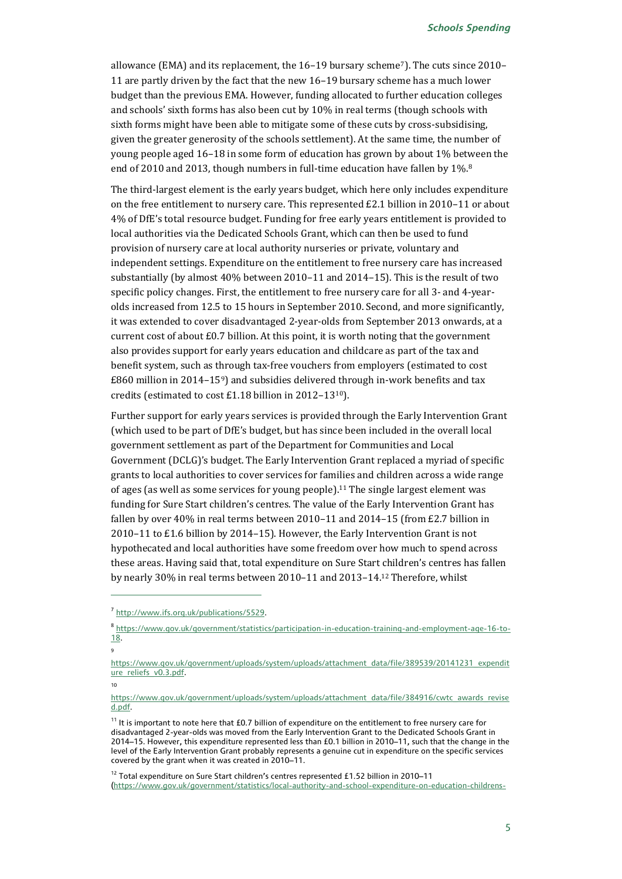allowance (EMA) and its replacement, the 16–19 bursary scheme[7]). The cuts since 2010–11 are partly driven by the fact that the new 16–19 bursary scheme has a much lower budget than the previous EMA. However, funding allocated to further education colleges and schools' sixth forms has also been cut by 10% in real terms (though schools with sixth forms might have been able to mitigate some of these cuts by cross-subsidising, given the greater generosity of the schools settlement). At the same time, the number of young people aged 16–18 in some form of education has grown by about 1% between the end of 2010 and 2013, though numbers in full-time education have fallen by 1%.[8]

The third-largest element is the early years budget, which here only includes expenditure on the free entitlement to nursery care. This represented £2.1 billion in 2010–11 or about 4% of DfE's total resource budget. Funding for free early years entitlement is provided to local authorities via the Dedicated Schools Grant, which can then be used to fund provision of nursery care at local authority nurseries or private, voluntary and independent settings. Expenditure on the entitlement to free nursery care has increased substantially (by almost 40% between 2010–11 and 2014–15). This is the result of two specific policy changes. First, the entitlement to free nursery care for all 3- and 4-year-olds increased from 12.5 to 15 hours in September 2010. Second, and more significantly, it was extended to cover disadvantaged 2-year-olds from September 2013 onwards, at a current cost of about £0.7 billion. At this point, it is worth noting that the government also provides support for early years education and childcare as part of the tax and benefit system, such as through tax-free vouchers from employers (estimated to cost £860 million in 2014–15[9]) and subsidies delivered through in-work benefits and tax credits (estimated to cost £1.18 billion in 2012–13[10]).

Further support for early years services is provided through the Early Intervention Grant (which used to be part of DfE's budget, but has since been included in the overall local government settlement as part of the Department for Communities and Local Government (DCLG)'s budget. The Early Intervention Grant replaced a myriad of specific grants to local authorities to cover services for families and children across a wide range of ages (as well as some services for young people).[11] The single largest element was funding for Sure Start children's centres. The value of the Early Intervention Grant has fallen by over 40% in real terms between 2010–11 and 2014–15 (from £2.7 billion in 2010–11 to £1.6 billion by 2014–15). However, the Early Intervention Grant is not hypothecated and local authorities have some freedom over how much to spend across these areas. Having said that, total expenditure on Sure Start children's centres has fallen by nearly 30% in real terms between 2010–11 and 2013–14.[12] Therefore, whilst

---

[7] http://www.ifs.org.uk/publications/5529.

[8] https://www.gov.uk/government/statistics/participation-in-education-training-and-employment-age-16-to-18.

[9] https://www.gov.uk/government/uploads/system/uploads/attachment_data/file/389539/20141231_expenditure_reliefs_v0.3.pdf.

[10] https://www.gov.uk/government/uploads/system/uploads/attachment_data/file/384916/cwtc_awards_revised.pdf.

[11] It is important to note here that £0.7 billion of expenditure on the entitlement to free nursery care for disadvantaged 2-year-olds was moved from the Early Intervention Grant to the Dedicated Schools Grant in 2014–15. However, this expenditure represented less than £0.1 billion in 2010–11, such that the change in the level of the Early Intervention Grant probably represents a genuine cut in expenditure on the specific services covered by the grant when it was created in 2010–11.

[12] Total expenditure on Sure Start children's centres represented £1.52 billion in 2010–11 (https://www.gov.uk/government/statistics/local-authority-and-school-expenditure-on-education-childrens-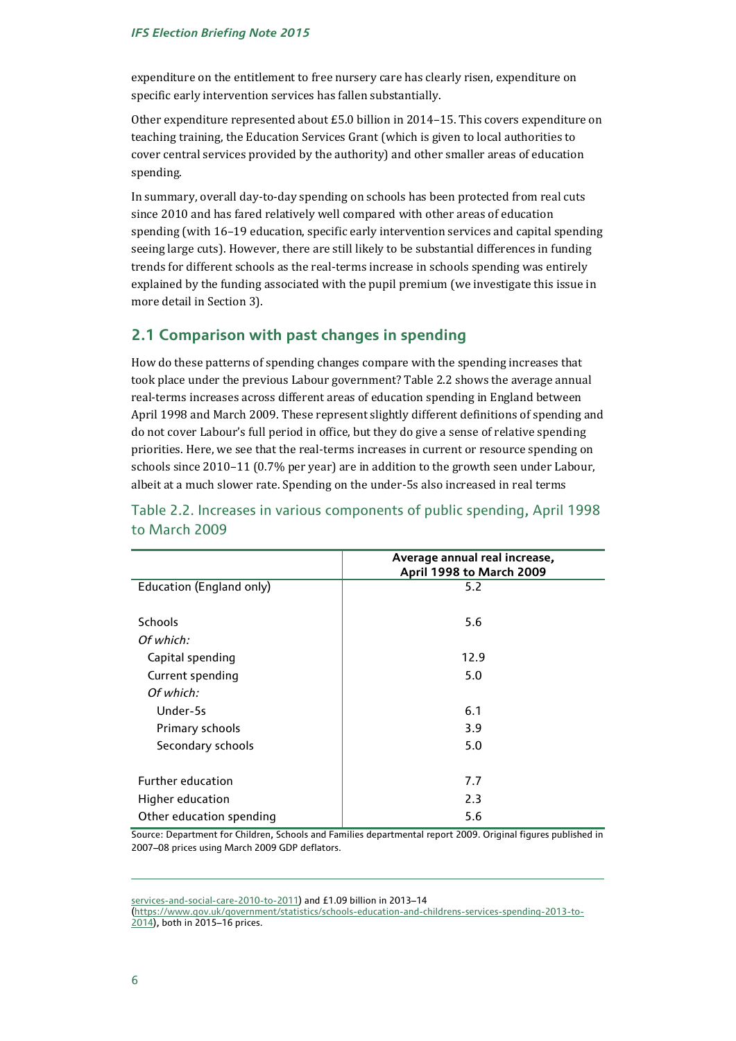expenditure on the entitlement to free nursery care has clearly risen, expenditure on specific early intervention services has fallen substantially.

Other expenditure represented about £5.0 billion in 2014–15. This covers expenditure on teaching training, the Education Services Grant (which is given to local authorities to cover central services provided by the authority) and other smaller areas of education spending.

In summary, overall day-to-day spending on schools has been protected from real cuts since 2010 and has fared relatively well compared with other areas of education spending (with 16–19 education, specific early intervention services and capital spending seeing large cuts). However, there are still likely to be substantial differences in funding trends for different schools as the real-terms increase in schools spending was entirely explained by the funding associated with the pupil premium (we investigate this issue in more detail in Section 3).

## 2.1 Comparison with past changes in spending

How do these patterns of spending changes compare with the spending increases that took place under the previous Labour government? Table 2.2 shows the average annual real-terms increases across different areas of education spending in England between April 1998 and March 2009. These represent slightly different definitions of spending and do not cover Labour's full period in office, but they do give a sense of relative spending priorities. Here, we see that the real-terms increases in current or resource spending on schools since 2010–11 (0.7% per year) are in addition to the growth seen under Labour, albeit at a much slower rate. Spending on the under-5s also increased in real terms

Table 2.2. Increases in various components of public spending, April 1998 to March 2009

| | Average annual real increase, April 1998 to March 2009 |
|---|---|
| Education (England only) | 5.2 |
| | |
| Schools | 5.6 |
| *Of which:* | |
| Capital spending | 12.9 |
| Current spending | 5.0 |
| *Of which:* | |
| Under-5s | 6.1 |
| Primary schools | 3.9 |
| Secondary schools | 5.0 |
| | |
| Further education | 7.7 |
| Higher education | 2.3 |
| Other education spending | 5.6 |

Source: Department for Children, Schools and Families departmental report 2009. Original figures published in 2007–08 prices using March 2009 GDP deflators.

services-and-social-care-2010-to-2011) and £1.09 billion in 2013–14 (https://www.gov.uk/government/statistics/schools-education-and-childrens-services-spending-2013-to-2014), both in 2015–16 prices.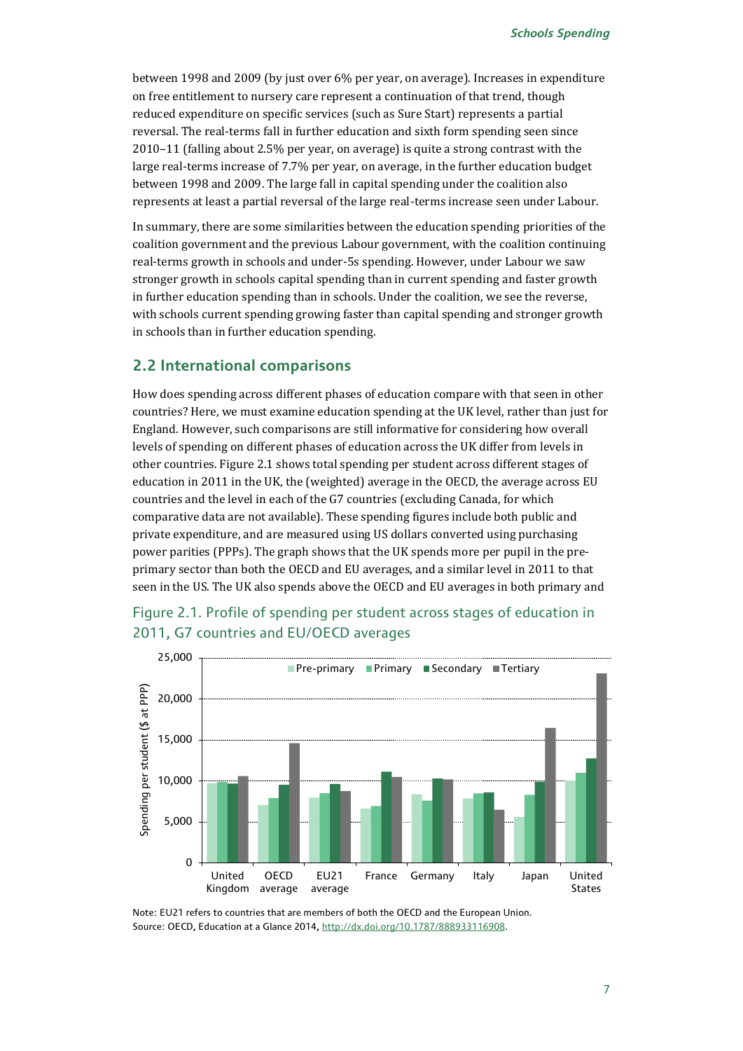between 1998 and 2009 (by just over 6% per year, on average). Increases in expenditure on free entitlement to nursery care represent a continuation of that trend, though reduced expenditure on specific services (such as Sure Start) represents a partial reversal. The real-terms fall in further education and sixth form spending seen since 2010–11 (falling about 2.5% per year, on average) is quite a strong contrast with the large real-terms increase of 7.7% per year, on average, in the further education budget between 1998 and 2009. The large fall in capital spending under the coalition also represents at least a partial reversal of the large real-terms increase seen under Labour.

In summary, there are some similarities between the education spending priorities of the coalition government and the previous Labour government, with the coalition continuing real-terms growth in schools and under-5s spending. However, under Labour we saw stronger growth in schools capital spending than in current spending and faster growth in further education spending than in schools. Under the coalition, we see the reverse, with schools current spending growing faster than capital spending and stronger growth in schools than in further education spending.

## 2.2 International comparisons

How does spending across different phases of education compare with that seen in other countries? Here, we must examine education spending at the UK level, rather than just for England. However, such comparisons are still informative for considering how overall levels of spending on different phases of education across the UK differ from levels in other countries. Figure 2.1 shows total spending per student across different stages of education in 2011 in the UK, the (weighted) average in the OECD, the average across EU countries and the level in each of the G7 countries (excluding Canada, for which comparative data are not available). These spending figures include both public and private expenditure, and are measured using US dollars converted using purchasing power parities (PPPs). The graph shows that the UK spends more per pupil in the pre-primary sector than both the OECD and EU averages, and a similar level in 2011 to that seen in the US. The UK also spends above the OECD and EU averages in both primary and

Figure 2.1. Profile of spending per student across stages of education in 2011, G7 countries and EU/OECD averages

Note: EU21 refers to countries that are members of both the OECD and the European Union.
Source: OECD, Education at a Glance 2014, http://dx.doi.org/10.1787/888933116908.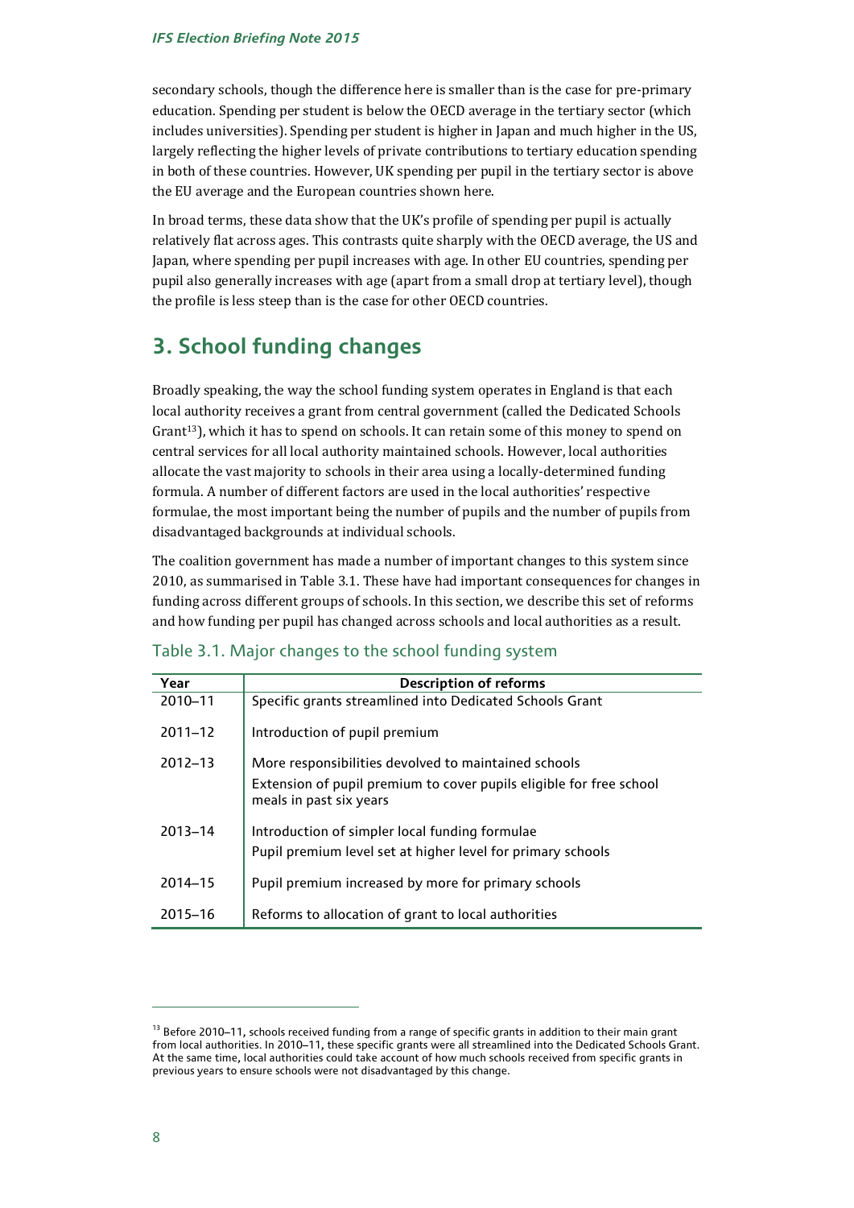secondary schools, though the difference here is smaller than is the case for pre-primary education. Spending per student is below the OECD average in the tertiary sector (which includes universities). Spending per student is higher in Japan and much higher in the US, largely reflecting the higher levels of private contributions to tertiary education spending in both of these countries. However, UK spending per pupil in the tertiary sector is above the EU average and the European countries shown here.

In broad terms, these data show that the UK's profile of spending per pupil is actually relatively flat across ages. This contrasts quite sharply with the OECD average, the US and Japan, where spending per pupil increases with age. In other EU countries, spending per pupil also generally increases with age (apart from a small drop at tertiary level), though the profile is less steep than is the case for other OECD countries.

## 3. School funding changes

Broadly speaking, the way the school funding system operates in England is that each local authority receives a grant from central government (called the Dedicated Schools Grant[13]), which it has to spend on schools. It can retain some of this money to spend on central services for all local authority maintained schools. However, local authorities allocate the vast majority to schools in their area using a locally-determined funding formula. A number of different factors are used in the local authorities' respective formulae, the most important being the number of pupils and the number of pupils from disadvantaged backgrounds at individual schools.

The coalition government has made a number of important changes to this system since 2010, as summarised in Table 3.1. These have had important consequences for changes in funding across different groups of schools. In this section, we describe this set of reforms and how funding per pupil has changed across schools and local authorities as a result.

Table 3.1. Major changes to the school funding system

| Year | Description of reforms |
|---|---|
| 2010–11 | Specific grants streamlined into Dedicated Schools Grant |
| 2011–12 | Introduction of pupil premium |
| 2012–13 | More responsibilities devolved to maintained schools<br>Extension of pupil premium to cover pupils eligible for free school meals in past six years |
| 2013–14 | Introduction of simpler local funding formulae<br>Pupil premium level set at higher level for primary schools |
| 2014–15 | Pupil premium increased by more for primary schools |
| 2015–16 | Reforms to allocation of grant to local authorities |

[13] Before 2010–11, schools received funding from a range of specific grants in addition to their main grant from local authorities. In 2010–11, these specific grants were all streamlined into the Dedicated Schools Grant. At the same time, local authorities could take account of how much schools received from specific grants in previous years to ensure schools were not disadvantaged by this change.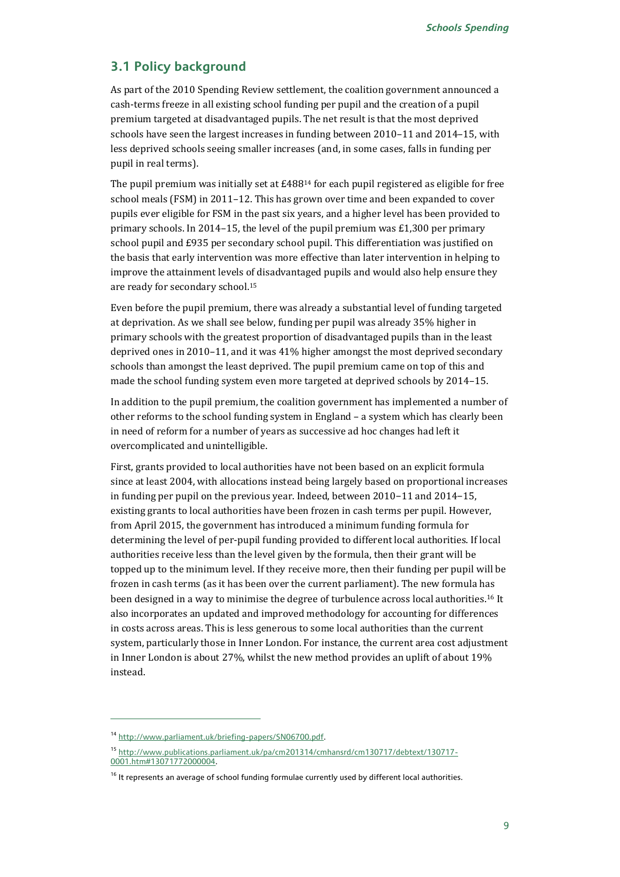## 3.1 Policy background

As part of the 2010 Spending Review settlement, the coalition government announced a cash-terms freeze in all existing school funding per pupil and the creation of a pupil premium targeted at disadvantaged pupils. The net result is that the most deprived schools have seen the largest increases in funding between 2010–11 and 2014–15, with less deprived schools seeing smaller increases (and, in some cases, falls in funding per pupil in real terms).

The pupil premium was initially set at £488[14] for each pupil registered as eligible for free school meals (FSM) in 2011–12. This has grown over time and been expanded to cover pupils ever eligible for FSM in the past six years, and a higher level has been provided to primary schools. In 2014–15, the level of the pupil premium was £1,300 per primary school pupil and £935 per secondary school pupil. This differentiation was justified on the basis that early intervention was more effective than later intervention in helping to improve the attainment levels of disadvantaged pupils and would also help ensure they are ready for secondary school.[15]

Even before the pupil premium, there was already a substantial level of funding targeted at deprivation. As we shall see below, funding per pupil was already 35% higher in primary schools with the greatest proportion of disadvantaged pupils than in the least deprived ones in 2010–11, and it was 41% higher amongst the most deprived secondary schools than amongst the least deprived. The pupil premium came on top of this and made the school funding system even more targeted at deprived schools by 2014–15.

In addition to the pupil premium, the coalition government has implemented a number of other reforms to the school funding system in England – a system which has clearly been in need of reform for a number of years as successive ad hoc changes had left it overcomplicated and unintelligible.

First, grants provided to local authorities have not been based on an explicit formula since at least 2004, with allocations instead being largely based on proportional increases in funding per pupil on the previous year. Indeed, between 2010–11 and 2014–15, existing grants to local authorities have been frozen in cash terms per pupil. However, from April 2015, the government has introduced a minimum funding formula for determining the level of per-pupil funding provided to different local authorities. If local authorities receive less than the level given by the formula, then their grant will be topped up to the minimum level. If they receive more, then their funding per pupil will be frozen in cash terms (as it has been over the current parliament). The new formula has been designed in a way to minimise the degree of turbulence across local authorities.[16] It also incorporates an updated and improved methodology for accounting for differences in costs across areas. This is less generous to some local authorities than the current system, particularly those in Inner London. For instance, the current area cost adjustment in Inner London is about 27%, whilst the new method provides an uplift of about 19% instead.

---

[14] http://www.parliament.uk/briefing-papers/SN06700.pdf.

[15] http://www.publications.parliament.uk/pa/cm201314/cmhansrd/cm130717/debtext/130717-0001.htm#13071772000004.

[16] It represents an average of school funding formulae currently used by different local authorities.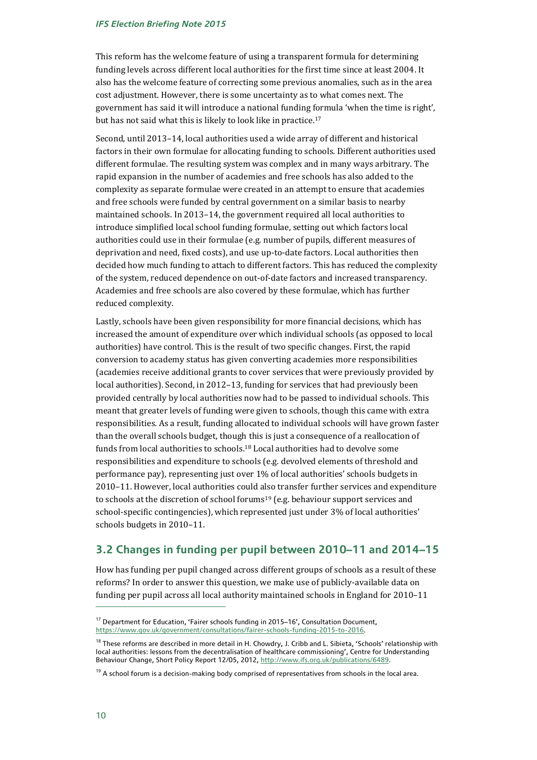This reform has the welcome feature of using a transparent formula for determining funding levels across different local authorities for the first time since at least 2004. It also has the welcome feature of correcting some previous anomalies, such as in the area cost adjustment. However, there is some uncertainty as to what comes next. The government has said it will introduce a national funding formula 'when the time is right', but has not said what this is likely to look like in practice.[17]

Second, until 2013–14, local authorities used a wide array of different and historical factors in their own formulae for allocating funding to schools. Different authorities used different formulae. The resulting system was complex and in many ways arbitrary. The rapid expansion in the number of academies and free schools has also added to the complexity as separate formulae were created in an attempt to ensure that academies and free schools were funded by central government on a similar basis to nearby maintained schools. In 2013–14, the government required all local authorities to introduce simplified local school funding formulae, setting out which factors local authorities could use in their formulae (e.g. number of pupils, different measures of deprivation and need, fixed costs), and use up-to-date factors. Local authorities then decided how much funding to attach to different factors. This has reduced the complexity of the system, reduced dependence on out-of-date factors and increased transparency. Academies and free schools are also covered by these formulae, which has further reduced complexity.

Lastly, schools have been given responsibility for more financial decisions, which has increased the amount of expenditure over which individual schools (as opposed to local authorities) have control. This is the result of two specific changes. First, the rapid conversion to academy status has given converting academies more responsibilities (academies receive additional grants to cover services that were previously provided by local authorities). Second, in 2012–13, funding for services that had previously been provided centrally by local authorities now had to be passed to individual schools. This meant that greater levels of funding were given to schools, though this came with extra responsibilities. As a result, funding allocated to individual schools will have grown faster than the overall schools budget, though this is just a consequence of a reallocation of funds from local authorities to schools.[18] Local authorities had to devolve some responsibilities and expenditure to schools (e.g. devolved elements of threshold and performance pay), representing just over 1% of local authorities' schools budgets in 2010–11. However, local authorities could also transfer further services and expenditure to schools at the discretion of school forums[19] (e.g. behaviour support services and school-specific contingencies), which represented just under 3% of local authorities' schools budgets in 2010–11.

## 3.2 Changes in funding per pupil between 2010–11 and 2014–15

How has funding per pupil changed across different groups of schools as a result of these reforms? In order to answer this question, we make use of publicly-available data on funding per pupil across all local authority maintained schools in England for 2010–11

---

[17] Department for Education, 'Fairer schools funding in 2015–16', Consultation Document, https://www.gov.uk/government/consultations/fairer-schools-funding-2015-to-2016.

[18] These reforms are described in more detail in H. Chowdry, J. Cribb and L. Sibieta, 'Schools' relationship with local authorities: lessons from the decentralisation of healthcare commissioning', Centre for Understanding Behaviour Change, Short Policy Report 12/05, 2012, http://www.ifs.org.uk/publications/6489.

[19] A school forum is a decision-making body comprised of representatives from schools in the local area.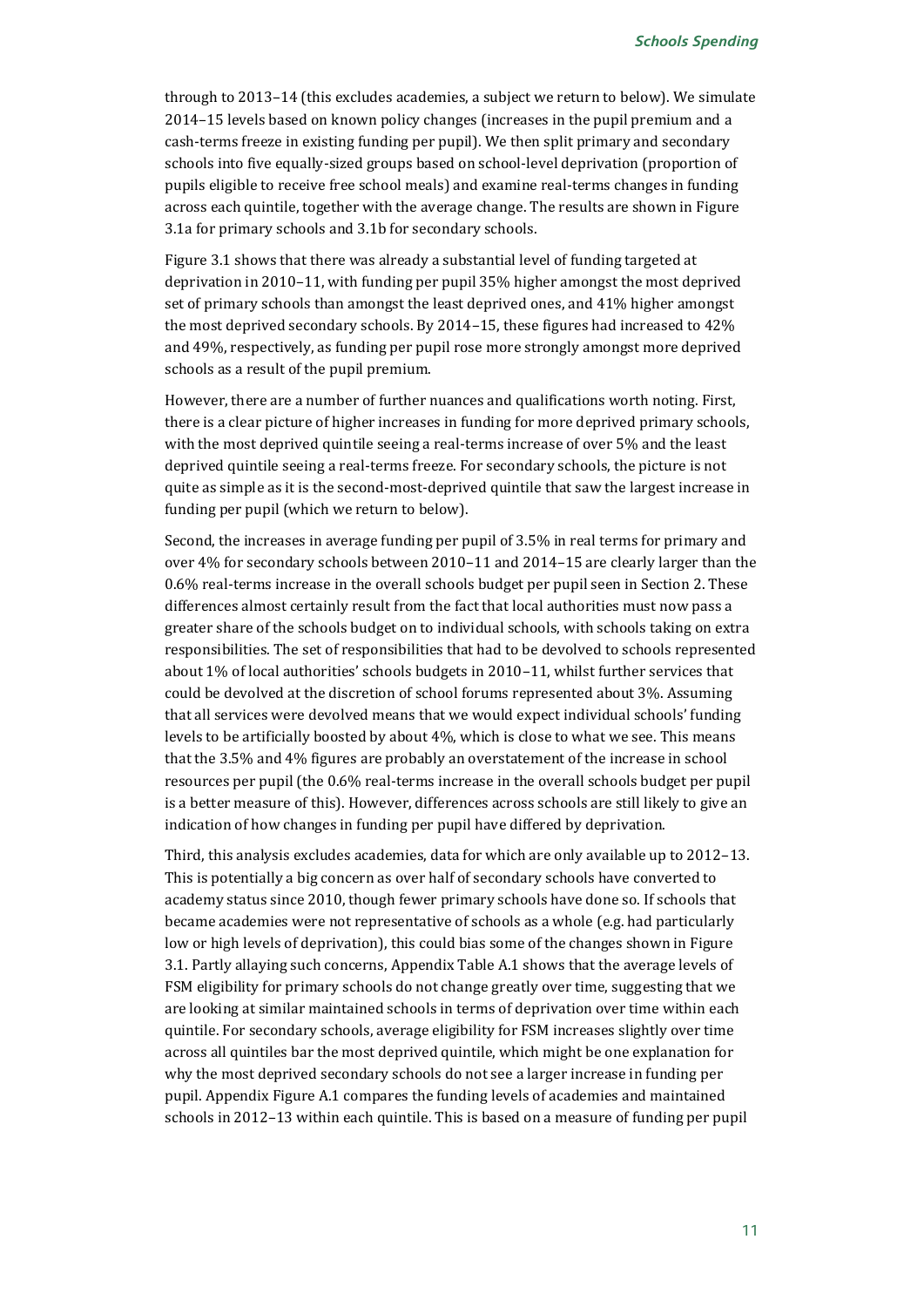through to 2013–14 (this excludes academies, a subject we return to below). We simulate 2014–15 levels based on known policy changes (increases in the pupil premium and a cash-terms freeze in existing funding per pupil). We then split primary and secondary schools into five equally-sized groups based on school-level deprivation (proportion of pupils eligible to receive free school meals) and examine real-terms changes in funding across each quintile, together with the average change. The results are shown in Figure 3.1a for primary schools and 3.1b for secondary schools.

Figure 3.1 shows that there was already a substantial level of funding targeted at deprivation in 2010–11, with funding per pupil 35% higher amongst the most deprived set of primary schools than amongst the least deprived ones, and 41% higher amongst the most deprived secondary schools. By 2014–15, these figures had increased to 42% and 49%, respectively, as funding per pupil rose more strongly amongst more deprived schools as a result of the pupil premium.

However, there are a number of further nuances and qualifications worth noting. First, there is a clear picture of higher increases in funding for more deprived primary schools, with the most deprived quintile seeing a real-terms increase of over 5% and the least deprived quintile seeing a real-terms freeze. For secondary schools, the picture is not quite as simple as it is the second-most-deprived quintile that saw the largest increase in funding per pupil (which we return to below).

Second, the increases in average funding per pupil of 3.5% in real terms for primary and over 4% for secondary schools between 2010–11 and 2014–15 are clearly larger than the 0.6% real-terms increase in the overall schools budget per pupil seen in Section 2. These differences almost certainly result from the fact that local authorities must now pass a greater share of the schools budget on to individual schools, with schools taking on extra responsibilities. The set of responsibilities that had to be devolved to schools represented about 1% of local authorities' schools budgets in 2010–11, whilst further services that could be devolved at the discretion of school forums represented about 3%. Assuming that all services were devolved means that we would expect individual schools' funding levels to be artificially boosted by about 4%, which is close to what we see. This means that the 3.5% and 4% figures are probably an overstatement of the increase in school resources per pupil (the 0.6% real-terms increase in the overall schools budget per pupil is a better measure of this). However, differences across schools are still likely to give an indication of how changes in funding per pupil have differed by deprivation.

Third, this analysis excludes academies, data for which are only available up to 2012–13. This is potentially a big concern as over half of secondary schools have converted to academy status since 2010, though fewer primary schools have done so. If schools that became academies were not representative of schools as a whole (e.g. had particularly low or high levels of deprivation), this could bias some of the changes shown in Figure 3.1. Partly allaying such concerns, Appendix Table A.1 shows that the average levels of FSM eligibility for primary schools do not change greatly over time, suggesting that we are looking at similar maintained schools in terms of deprivation over time within each quintile. For secondary schools, average eligibility for FSM increases slightly over time across all quintiles bar the most deprived quintile, which might be one explanation for why the most deprived secondary schools do not see a larger increase in funding per pupil. Appendix Figure A.1 compares the funding levels of academies and maintained schools in 2012–13 within each quintile. This is based on a measure of funding per pupil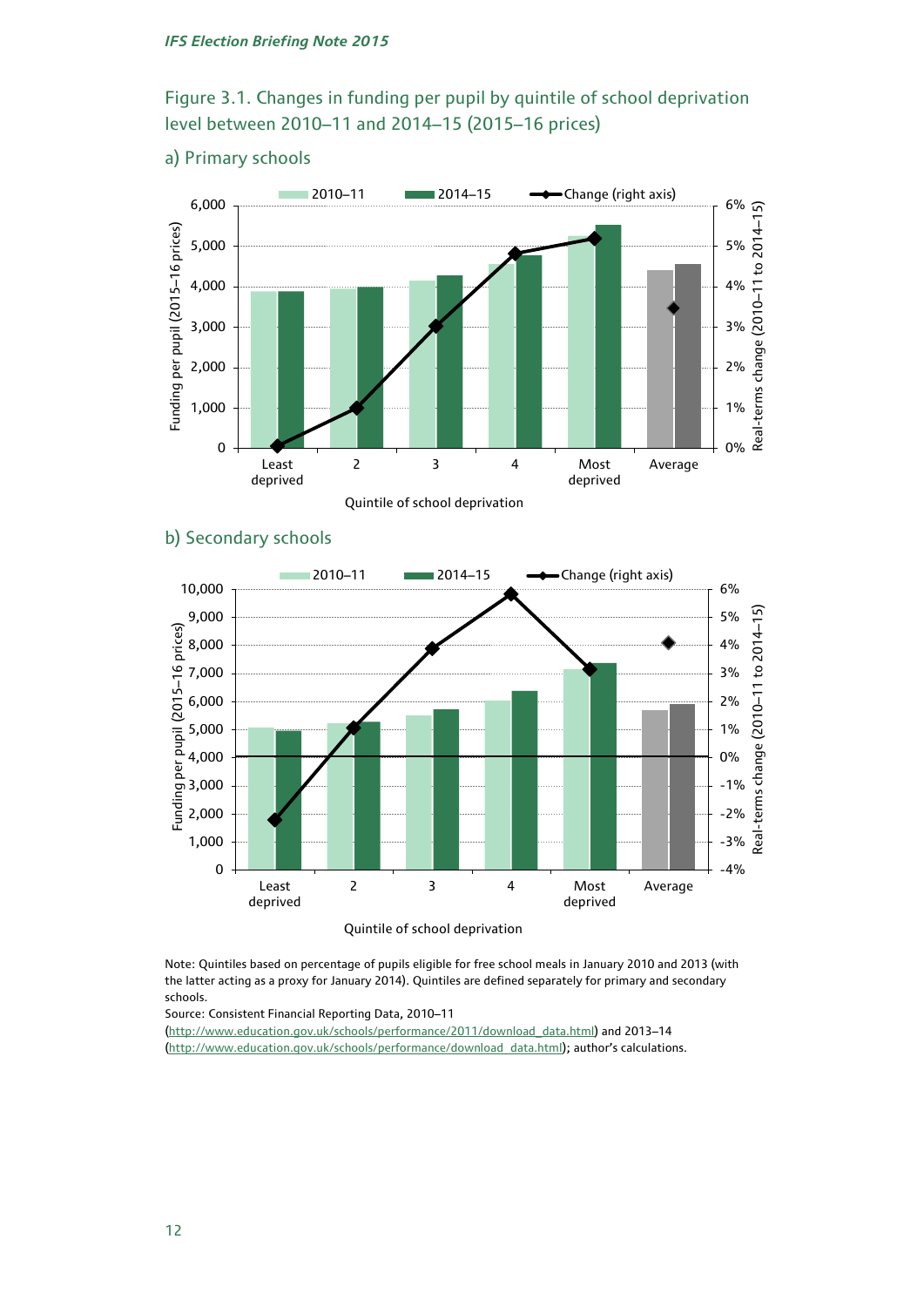Figure 3.1. Changes in funding per pupil by quintile of school deprivation level between 2010–11 and 2014–15 (2015–16 prices)

a) Primary schools

b) Secondary schools

Note: Quintiles based on percentage of pupils eligible for free school meals in January 2010 and 2013 (with the latter acting as a proxy for January 2014). Quintiles are defined separately for primary and secondary schools.

Source: Consistent Financial Reporting Data, 2010–11 (http://www.education.gov.uk/schools/performance/2011/download_data.html) and 2013–14 (http://www.education.gov.uk/schools/performance/download_data.html); author's calculations.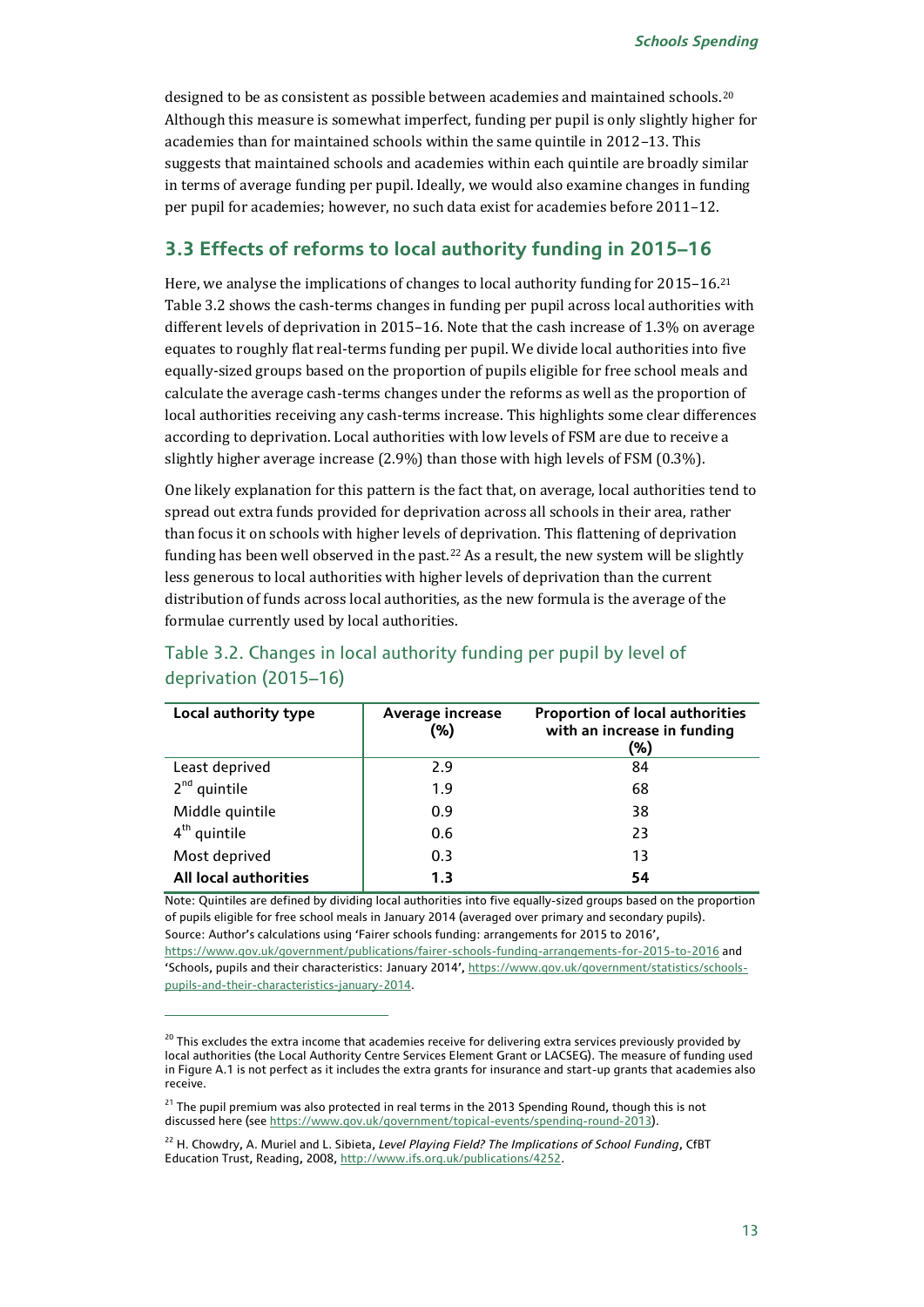designed to be as consistent as possible between academies and maintained schools.[20] Although this measure is somewhat imperfect, funding per pupil is only slightly higher for academies than for maintained schools within the same quintile in 2012–13. This suggests that maintained schools and academies within each quintile are broadly similar in terms of average funding per pupil. Ideally, we would also examine changes in funding per pupil for academies; however, no such data exist for academies before 2011–12.

## 3.3 Effects of reforms to local authority funding in 2015–16

Here, we analyse the implications of changes to local authority funding for 2015–16.[21] Table 3.2 shows the cash-terms changes in funding per pupil across local authorities with different levels of deprivation in 2015–16. Note that the cash increase of 1.3% on average equates to roughly flat real-terms funding per pupil. We divide local authorities into five equally-sized groups based on the proportion of pupils eligible for free school meals and calculate the average cash-terms changes under the reforms as well as the proportion of local authorities receiving any cash-terms increase. This highlights some clear differences according to deprivation. Local authorities with low levels of FSM are due to receive a slightly higher average increase (2.9%) than those with high levels of FSM (0.3%).

One likely explanation for this pattern is the fact that, on average, local authorities tend to spread out extra funds provided for deprivation across all schools in their area, rather than focus it on schools with higher levels of deprivation. This flattening of deprivation funding has been well observed in the past.[22] As a result, the new system will be slightly less generous to local authorities with higher levels of deprivation than the current distribution of funds across local authorities, as the new formula is the average of the formulae currently used by local authorities.

### Table 3.2. Changes in local authority funding per pupil by level of deprivation (2015–16)

| Local authority type | Average increase (%) | Proportion of local authorities with an increase in funding (%) |
|---|---|---|
| Least deprived | 2.9 | 84 |
| 2nd quintile | 1.9 | 68 |
| Middle quintile | 0.9 | 38 |
| 4th quintile | 0.6 | 23 |
| Most deprived | 0.3 | 13 |
| **All local authorities** | **1.3** | **54** |

Note: Quintiles are defined by dividing local authorities into five equally-sized groups based on the proportion of pupils eligible for free school meals in January 2014 (averaged over primary and secondary pupils).
Source: Author's calculations using 'Fairer schools funding: arrangements for 2015 to 2016', https://www.gov.uk/government/publications/fairer-schools-funding-arrangements-for-2015-to-2016 and 'Schools, pupils and their characteristics: January 2014', https://www.gov.uk/government/statistics/schools-pupils-and-their-characteristics-january-2014.

---

[20] This excludes the extra income that academies receive for delivering extra services previously provided by local authorities (the Local Authority Centre Services Element Grant or LACSEG). The measure of funding used in Figure A.1 is not perfect as it includes the extra grants for insurance and start-up grants that academies also receive.

[21] The pupil premium was also protected in real terms in the 2013 Spending Round, though this is not discussed here (see https://www.gov.uk/government/topical-events/spending-round-2013).

[22] H. Chowdry, A. Muriel and L. Sibieta, *Level Playing Field? The Implications of School Funding*, CfBT Education Trust, Reading, 2008, http://www.ifs.org.uk/publications/4252.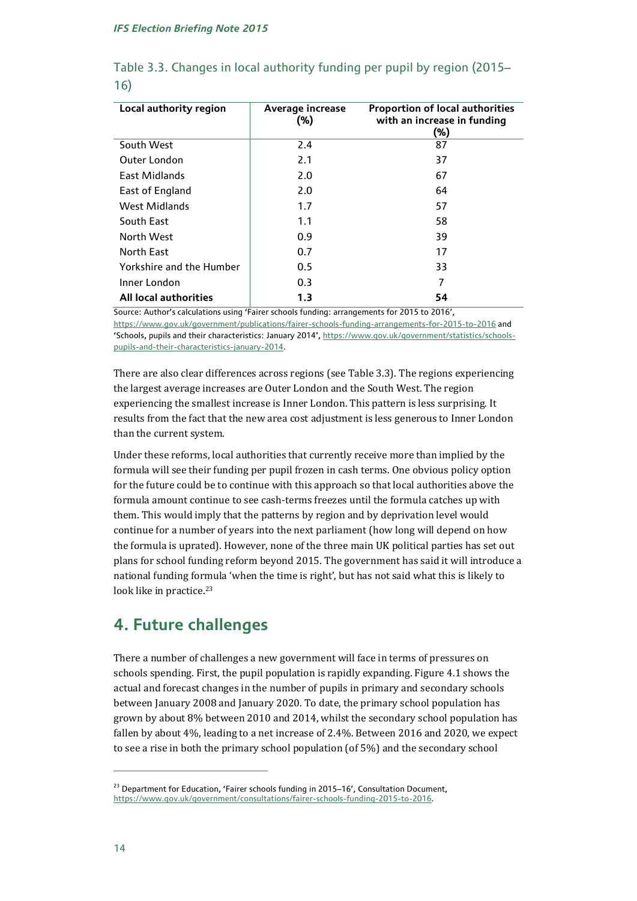Table 3.3. Changes in local authority funding per pupil by region (2015–16)

| Local authority region | Average increase (%) | Proportion of local authorities with an increase in funding (%) |
|---|---|---|
| South West | 2.4 | 87 |
| Outer London | 2.1 | 37 |
| East Midlands | 2.0 | 67 |
| East of England | 2.0 | 64 |
| West Midlands | 1.7 | 57 |
| South East | 1.1 | 58 |
| North West | 0.9 | 39 |
| North East | 0.7 | 17 |
| Yorkshire and the Humber | 0.5 | 33 |
| Inner London | 0.3 | 7 |
| **All local authorities** | **1.3** | **54** |

Source: Author's calculations using 'Fairer schools funding: arrangements for 2015 to 2016', https://www.gov.uk/government/publications/fairer-schools-funding-arrangements-for-2015-to-2016 and 'Schools, pupils and their characteristics: January 2014', https://www.gov.uk/government/statistics/schools-pupils-and-their-characteristics-january-2014.

There are also clear differences across regions (see Table 3.3). The regions experiencing the largest average increases are Outer London and the South West. The region experiencing the smallest increase is Inner London. This pattern is less surprising. It results from the fact that the new area cost adjustment is less generous to Inner London than the current system.

Under these reforms, local authorities that currently receive more than implied by the formula will see their funding per pupil frozen in cash terms. One obvious policy option for the future could be to continue with this approach so that local authorities above the formula amount continue to see cash-terms freezes until the formula catches up with them. This would imply that the patterns by region and by deprivation level would continue for a number of years into the next parliament (how long will depend on how the formula is uprated). However, none of the three main UK political parties has set out plans for school funding reform beyond 2015. The government has said it will introduce a national funding formula 'when the time is right', but has not said what this is likely to look like in practice.[23]

## 4. Future challenges

There a number of challenges a new government will face in terms of pressures on schools spending. First, the pupil population is rapidly expanding. Figure 4.1 shows the actual and forecast changes in the number of pupils in primary and secondary schools between January 2008 and January 2020. To date, the primary school population has grown by about 8% between 2010 and 2014, whilst the secondary school population has fallen by about 4%, leading to a net increase of 2.4%. Between 2016 and 2020, we expect to see a rise in both the primary school population (of 5%) and the secondary school

[23] Department for Education, 'Fairer schools funding in 2015–16', Consultation Document, https://www.gov.uk/government/consultations/fairer-schools-funding-2015-to-2016.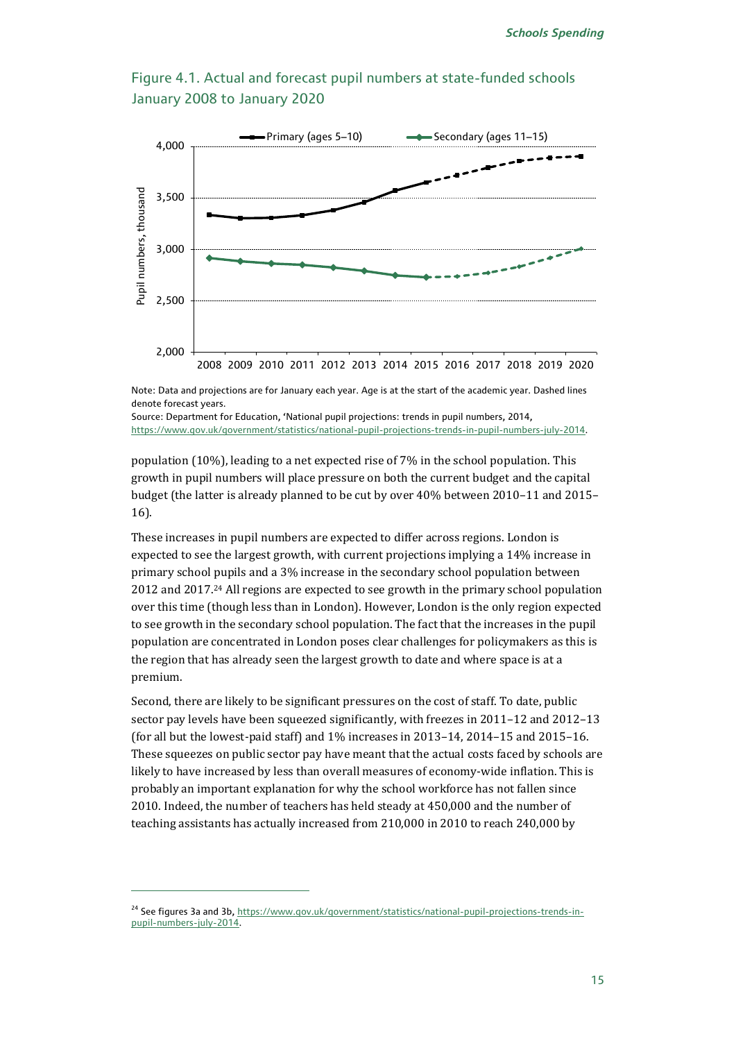Figure 4.1. Actual and forecast pupil numbers at state-funded schools January 2008 to January 2020

Note: Data and projections are for January each year. Age is at the start of the academic year. Dashed lines denote forecast years.

Source: Department for Education, 'National pupil projections: trends in pupil numbers, 2014, https://www.gov.uk/government/statistics/national-pupil-projections-trends-in-pupil-numbers-july-2014.

population (10%), leading to a net expected rise of 7% in the school population. This growth in pupil numbers will place pressure on both the current budget and the capital budget (the latter is already planned to be cut by over 40% between 2010–11 and 2015–16).

These increases in pupil numbers are expected to differ across regions. London is expected to see the largest growth, with current projections implying a 14% increase in primary school pupils and a 3% increase in the secondary school population between 2012 and 2017.[24] All regions are expected to see growth in the primary school population over this time (though less than in London). However, London is the only region expected to see growth in the secondary school population. The fact that the increases in the pupil population are concentrated in London poses clear challenges for policymakers as this is the region that has already seen the largest growth to date and where space is at a premium.

Second, there are likely to be significant pressures on the cost of staff. To date, public sector pay levels have been squeezed significantly, with freezes in 2011–12 and 2012–13 (for all but the lowest-paid staff) and 1% increases in 2013–14, 2014–15 and 2015–16. These squeezes on public sector pay have meant that the actual costs faced by schools are likely to have increased by less than overall measures of economy-wide inflation. This is probably an important explanation for why the school workforce has not fallen since 2010. Indeed, the number of teachers has held steady at 450,000 and the number of teaching assistants has actually increased from 210,000 in 2010 to reach 240,000 by

[24] See figures 3a and 3b, https://www.gov.uk/government/statistics/national-pupil-projections-trends-in-pupil-numbers-july-2014.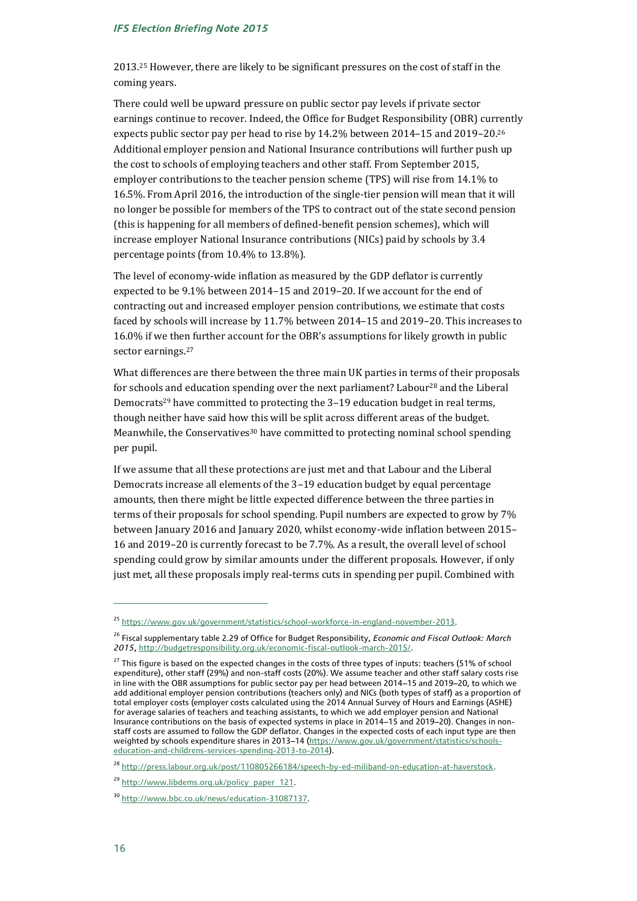2013.[25] However, there are likely to be significant pressures on the cost of staff in the coming years.

There could well be upward pressure on public sector pay levels if private sector earnings continue to recover. Indeed, the Office for Budget Responsibility (OBR) currently expects public sector pay per head to rise by 14.2% between 2014–15 and 2019–20.[26] Additional employer pension and National Insurance contributions will further push up the cost to schools of employing teachers and other staff. From September 2015, employer contributions to the teacher pension scheme (TPS) will rise from 14.1% to 16.5%. From April 2016, the introduction of the single-tier pension will mean that it will no longer be possible for members of the TPS to contract out of the state second pension (this is happening for all members of defined-benefit pension schemes), which will increase employer National Insurance contributions (NICs) paid by schools by 3.4 percentage points (from 10.4% to 13.8%).

The level of economy-wide inflation as measured by the GDP deflator is currently expected to be 9.1% between 2014–15 and 2019–20. If we account for the end of contracting out and increased employer pension contributions, we estimate that costs faced by schools will increase by 11.7% between 2014–15 and 2019–20. This increases to 16.0% if we then further account for the OBR's assumptions for likely growth in public sector earnings.[27]

What differences are there between the three main UK parties in terms of their proposals for schools and education spending over the next parliament? Labour[28] and the Liberal Democrats[29] have committed to protecting the 3–19 education budget in real terms, though neither have said how this will be split across different areas of the budget. Meanwhile, the Conservatives[30] have committed to protecting nominal school spending per pupil.

If we assume that all these protections are just met and that Labour and the Liberal Democrats increase all elements of the 3–19 education budget by equal percentage amounts, then there might be little expected difference between the three parties in terms of their proposals for school spending. Pupil numbers are expected to grow by 7% between January 2016 and January 2020, whilst economy-wide inflation between 2015–16 and 2019–20 is currently forecast to be 7.7%. As a result, the overall level of school spending could grow by similar amounts under the different proposals. However, if only just met, all these proposals imply real-terms cuts in spending per pupil. Combined with

---

[25] https://www.gov.uk/government/statistics/school-workforce-in-england-november-2013.

[26] Fiscal supplementary table 2.29 of Office for Budget Responsibility, *Economic and Fiscal Outlook: March 2015*, http://budgetresponsibility.org.uk/economic-fiscal-outlook-march-2015/.

[27] This figure is based on the expected changes in the costs of three types of inputs: teachers (51% of school expenditure), other staff (29%) and non-staff costs (20%). We assume teacher and other staff salary costs rise in line with the OBR assumptions for public sector pay per head between 2014–15 and 2019–20, to which we add additional employer pension contributions (teachers only) and NICs (both types of staff) as a proportion of total employer costs (employer costs calculated using the 2014 Annual Survey of Hours and Earnings (ASHE) for average salaries of teachers and teaching assistants, to which we add employer pension and National Insurance contributions on the basis of expected systems in place in 2014–15 and 2019–20). Changes in non-staff costs are assumed to follow the GDP deflator. Changes in the expected costs of each input type are then weighted by schools expenditure shares in 2013–14 (https://www.gov.uk/government/statistics/schools-education-and-childrens-services-spending-2013-to-2014).

[28] http://press.labour.org.uk/post/110805266184/speech-by-ed-miliband-on-education-at-haverstock.

[29] http://www.libdems.org.uk/policy_paper_121.

[30] http://www.bbc.co.uk/news/education-31087137.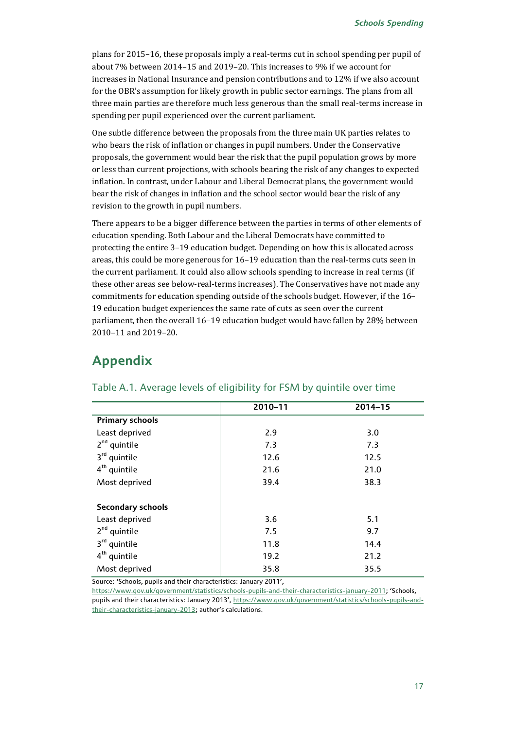plans for 2015–16, these proposals imply a real-terms cut in school spending per pupil of about 7% between 2014–15 and 2019–20. This increases to 9% if we account for increases in National Insurance and pension contributions and to 12% if we also account for the OBR's assumption for likely growth in public sector earnings. The plans from all three main parties are therefore much less generous than the small real-terms increase in spending per pupil experienced over the current parliament.

One subtle difference between the proposals from the three main UK parties relates to who bears the risk of inflation or changes in pupil numbers. Under the Conservative proposals, the government would bear the risk that the pupil population grows by more or less than current projections, with schools bearing the risk of any changes to expected inflation. In contrast, under Labour and Liberal Democrat plans, the government would bear the risk of changes in inflation and the school sector would bear the risk of any revision to the growth in pupil numbers.

There appears to be a bigger difference between the parties in terms of other elements of education spending. Both Labour and the Liberal Democrats have committed to protecting the entire 3–19 education budget. Depending on how this is allocated across areas, this could be more generous for 16–19 education than the real-terms cuts seen in the current parliament. It could also allow schools spending to increase in real terms (if these other areas see below-real-terms increases). The Conservatives have not made any commitments for education spending outside of the schools budget. However, if the 16–19 education budget experiences the same rate of cuts as seen over the current parliament, then the overall 16–19 education budget would have fallen by 28% between 2010–11 and 2019–20.

# Appendix

## Table A.1. Average levels of eligibility for FSM by quintile over time

| | 2010–11 | 2014–15 |
|---|---|---|
| **Primary schools** | | |
| Least deprived | 2.9 | 3.0 |
| 2nd quintile | 7.3 | 7.3 |
| 3rd quintile | 12.6 | 12.5 |
| 4th quintile | 21.6 | 21.0 |
| Most deprived | 39.4 | 38.3 |
| | | |
| **Secondary schools** | | |
| Least deprived | 3.6 | 5.1 |
| 2nd quintile | 7.5 | 9.7 |
| 3rd quintile | 11.8 | 14.4 |
| 4th quintile | 19.2 | 21.2 |
| Most deprived | 35.8 | 35.5 |

Source: 'Schools, pupils and their characteristics: January 2011', https://www.gov.uk/government/statistics/schools-pupils-and-their-characteristics-january-2011; 'Schools, pupils and their characteristics: January 2013', https://www.gov.uk/government/statistics/schools-pupils-and-their-characteristics-january-2013; author's calculations.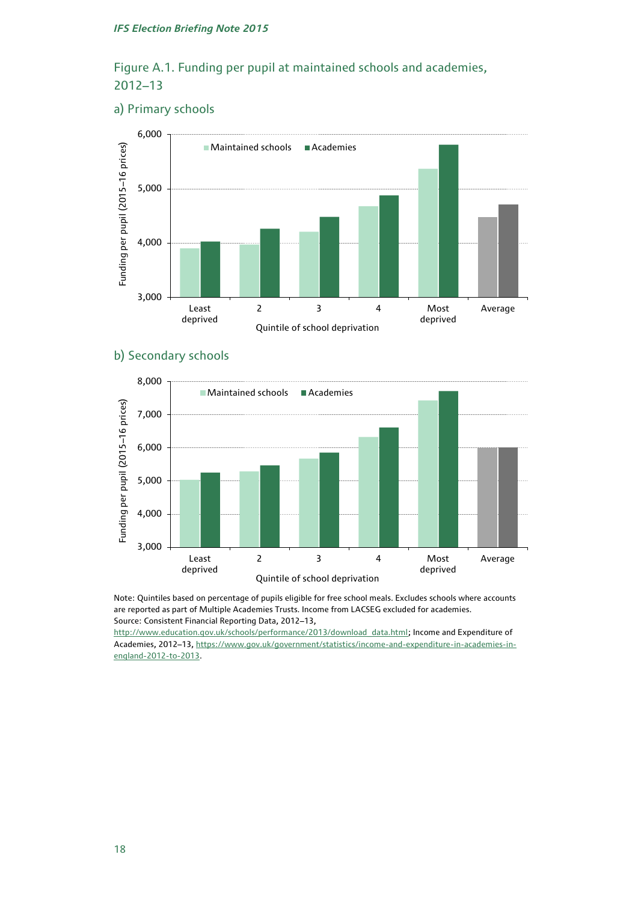## Figure A.1. Funding per pupil at maintained schools and academies, 2012–13

### a) Primary schools

6,000
5,000
4,000
3,000

Funding per pupil (2015–16 prices)

Maintained schools
Academies

Least deprived
2
3
4
Most deprived
Average

Quintile of school deprivation

### b) Secondary schools

8,000
7,000
6,000
5,000
4,000
3,000

Funding per pupil (2015–16 prices)

Maintained schools
Academies

Least deprived
2
3
4
Most deprived
Average

Quintile of school deprivation

Note: Quintiles based on percentage of pupils eligible for free school meals. Excludes schools where accounts are reported as part of Multiple Academies Trusts. Income from LACSEG excluded for academies.
Source: Consistent Financial Reporting Data, 2012–13, http://www.education.gov.uk/schools/performance/2013/download_data.html; Income and Expenditure of Academies, 2012–13, https://www.gov.uk/government/statistics/income-and-expenditure-in-academies-in-england-2012-to-2013.